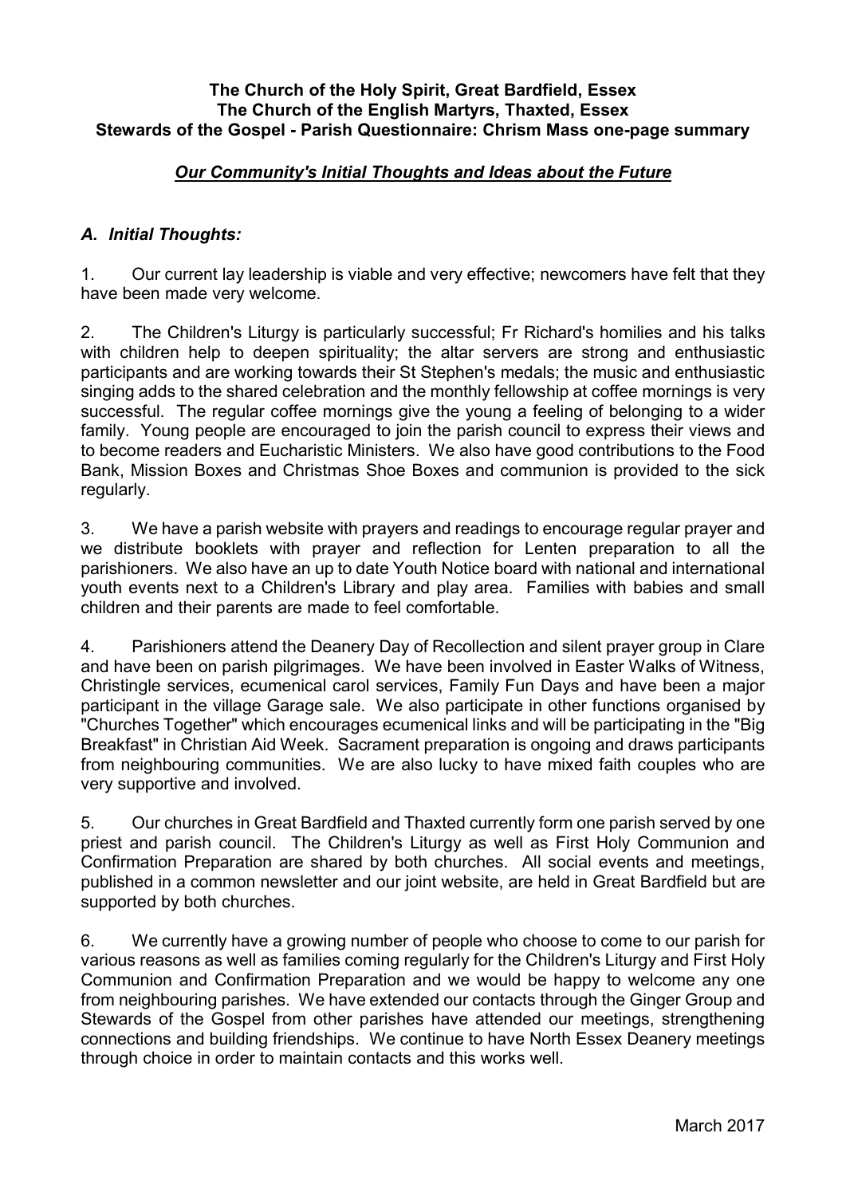**The Church of the Holy Spirit, Great Bardfield, Essex**
**The Church of the English Martyrs, Thaxted, Essex**
**Stewards of the Gospel - Parish Questionnaire: Chrism Mass one-page summary**

***Our Community's Initial Thoughts and Ideas about the Future***

## *A. Initial Thoughts:*

1. Our current lay leadership is viable and very effective; newcomers have felt that they have been made very welcome.

2. The Children's Liturgy is particularly successful; Fr Richard's homilies and his talks with children help to deepen spirituality; the altar servers are strong and enthusiastic participants and are working towards their St Stephen's medals; the music and enthusiastic singing adds to the shared celebration and the monthly fellowship at coffee mornings is very successful. The regular coffee mornings give the young a feeling of belonging to a wider family. Young people are encouraged to join the parish council to express their views and to become readers and Eucharistic Ministers. We also have good contributions to the Food Bank, Mission Boxes and Christmas Shoe Boxes and communion is provided to the sick regularly.

3. We have a parish website with prayers and readings to encourage regular prayer and we distribute booklets with prayer and reflection for Lenten preparation to all the parishioners. We also have an up to date Youth Notice board with national and international youth events next to a Children's Library and play area. Families with babies and small children and their parents are made to feel comfortable.

4. Parishioners attend the Deanery Day of Recollection and silent prayer group in Clare and have been on parish pilgrimages. We have been involved in Easter Walks of Witness, Christingle services, ecumenical carol services, Family Fun Days and have been a major participant in the village Garage sale. We also participate in other functions organised by "Churches Together" which encourages ecumenical links and will be participating in the "Big Breakfast" in Christian Aid Week. Sacrament preparation is ongoing and draws participants from neighbouring communities. We are also lucky to have mixed faith couples who are very supportive and involved.

5. Our churches in Great Bardfield and Thaxted currently form one parish served by one priest and parish council. The Children's Liturgy as well as First Holy Communion and Confirmation Preparation are shared by both churches. All social events and meetings, published in a common newsletter and our joint website, are held in Great Bardfield but are supported by both churches.

6. We currently have a growing number of people who choose to come to our parish for various reasons as well as families coming regularly for the Children's Liturgy and First Holy Communion and Confirmation Preparation and we would be happy to welcome any one from neighbouring parishes. We have extended our contacts through the Ginger Group and Stewards of the Gospel from other parishes have attended our meetings, strengthening connections and building friendships. We continue to have North Essex Deanery meetings through choice in order to maintain contacts and this works well.

March 2017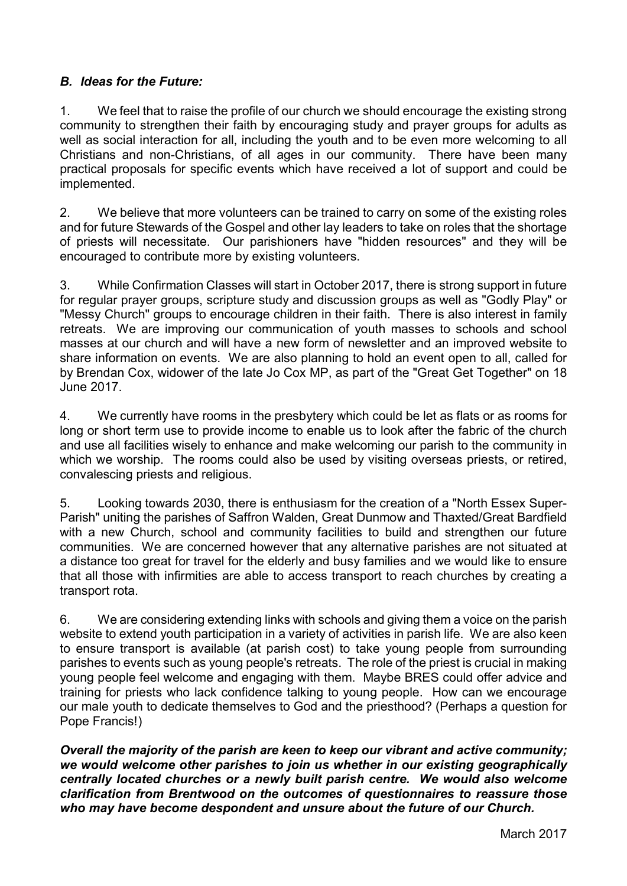### *B. Ideas for the Future:*

1. We feel that to raise the profile of our church we should encourage the existing strong community to strengthen their faith by encouraging study and prayer groups for adults as well as social interaction for all, including the youth and to be even more welcoming to all Christians and non-Christians, of all ages in our community. There have been many practical proposals for specific events which have received a lot of support and could be implemented.

2. We believe that more volunteers can be trained to carry on some of the existing roles and for future Stewards of the Gospel and other lay leaders to take on roles that the shortage of priests will necessitate. Our parishioners have "hidden resources" and they will be encouraged to contribute more by existing volunteers.

3. While Confirmation Classes will start in October 2017, there is strong support in future for regular prayer groups, scripture study and discussion groups as well as "Godly Play" or "Messy Church" groups to encourage children in their faith. There is also interest in family retreats. We are improving our communication of youth masses to schools and school masses at our church and will have a new form of newsletter and an improved website to share information on events. We are also planning to hold an event open to all, called for by Brendan Cox, widower of the late Jo Cox MP, as part of the "Great Get Together" on 18 June 2017.

4. We currently have rooms in the presbytery which could be let as flats or as rooms for long or short term use to provide income to enable us to look after the fabric of the church and use all facilities wisely to enhance and make welcoming our parish to the community in which we worship. The rooms could also be used by visiting overseas priests, or retired, convalescing priests and religious.

5. Looking towards 2030, there is enthusiasm for the creation of a "North Essex Super-Parish" uniting the parishes of Saffron Walden, Great Dunmow and Thaxted/Great Bardfield with a new Church, school and community facilities to build and strengthen our future communities. We are concerned however that any alternative parishes are not situated at a distance too great for travel for the elderly and busy families and we would like to ensure that all those with infirmities are able to access transport to reach churches by creating a transport rota.

6. We are considering extending links with schools and giving them a voice on the parish website to extend youth participation in a variety of activities in parish life. We are also keen to ensure transport is available (at parish cost) to take young people from surrounding parishes to events such as young people's retreats. The role of the priest is crucial in making young people feel welcome and engaging with them. Maybe BRES could offer advice and training for priests who lack confidence talking to young people. How can we encourage our male youth to dedicate themselves to God and the priesthood? (Perhaps a question for Pope Francis!)

***Overall the majority of the parish are keen to keep our vibrant and active community; we would welcome other parishes to join us whether in our existing geographically centrally located churches or a newly built parish centre. We would also welcome clarification from Brentwood on the outcomes of questionnaires to reassure those who may have become despondent and unsure about the future of our Church.***

March 2017